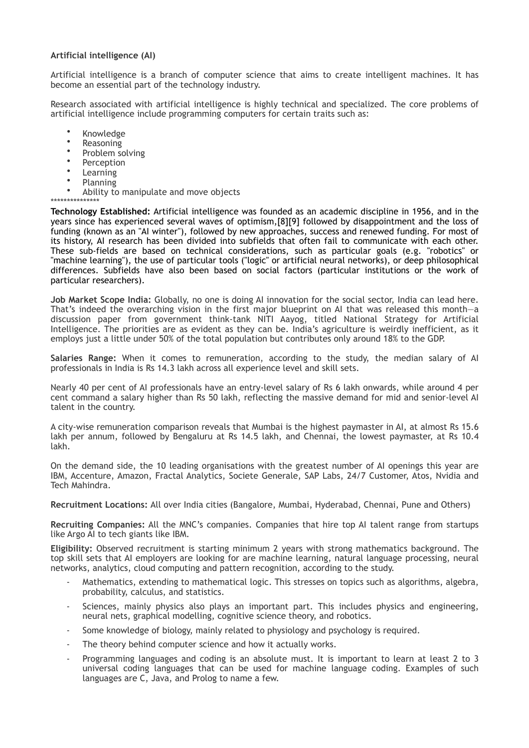**Artificial intelligence (AI)**

Artificial intelligence is a branch of computer science that aims to create intelligent machines. It has become an essential part of the technology industry.

Research associated with artificial intelligence is highly technical and specialized. The core problems of artificial intelligence include programming computers for certain traits such as:

- Knowledge
- Reasoning
- Problem solving
- Perception
- Learning
- Planning
- Ability to manipulate and move objects

***************

**Technology Established:** Artificial intelligence was founded as an academic discipline in 1956, and in the years since has experienced several waves of optimism,[8][9] followed by disappointment and the loss of funding (known as an "AI winter"), followed by new approaches, success and renewed funding. For most of its history, AI research has been divided into subfields that often fail to communicate with each other. These sub-fields are based on technical considerations, such as particular goals (e.g. "robotics" or "machine learning"), the use of particular tools ("logic" or artificial neural networks), or deep philosophical differences. Subfields have also been based on social factors (particular institutions or the work of particular researchers).

**Job Market Scope India:** Globally, no one is doing AI innovation for the social sector, India can lead here. That's indeed the overarching vision in the first major blueprint on AI that was released this month—a discussion paper from government think-tank NITI Aayog, titled National Strategy for Artificial Intelligence. The priorities are as evident as they can be. India's agriculture is weirdly inefficient, as it employs just a little under 50% of the total population but contributes only around 18% to the GDP.

**Salaries Range:** When it comes to remuneration, according to the study, the median salary of AI professionals in India is Rs 14.3 lakh across all experience level and skill sets.

Nearly 40 per cent of AI professionals have an entry-level salary of Rs 6 lakh onwards, while around 4 per cent command a salary higher than Rs 50 lakh, reflecting the massive demand for mid and senior-level AI talent in the country.

A city-wise remuneration comparison reveals that Mumbai is the highest paymaster in AI, at almost Rs 15.6 lakh per annum, followed by Bengaluru at Rs 14.5 lakh, and Chennai, the lowest paymaster, at Rs 10.4 lakh.

On the demand side, the 10 leading organisations with the greatest number of AI openings this year are IBM, Accenture, Amazon, Fractal Analytics, Societe Generale, SAP Labs, 24/7 Customer, Atos, Nvidia and Tech Mahindra.

**Recruitment Locations:** All over India cities (Bangalore, Mumbai, Hyderabad, Chennai, Pune and Others)

**Recruiting Companies:** All the MNC's companies. Companies that hire top AI talent range from startups like Argo AI to tech giants like IBM.

**Eligibility:** Observed recruitment is starting minimum 2 years with strong mathematics background. The top skill sets that AI employers are looking for are machine learning, natural language processing, neural networks, analytics, cloud computing and pattern recognition, according to the study.

- Mathematics, extending to mathematical logic. This stresses on topics such as algorithms, algebra, probability, calculus, and statistics.
- Sciences, mainly physics also plays an important part. This includes physics and engineering, neural nets, graphical modelling, cognitive science theory, and robotics.
- Some knowledge of biology, mainly related to physiology and psychology is required.
- The theory behind computer science and how it actually works.
- Programming languages and coding is an absolute must. It is important to learn at least 2 to 3 universal coding languages that can be used for machine language coding. Examples of such languages are C, Java, and Prolog to name a few.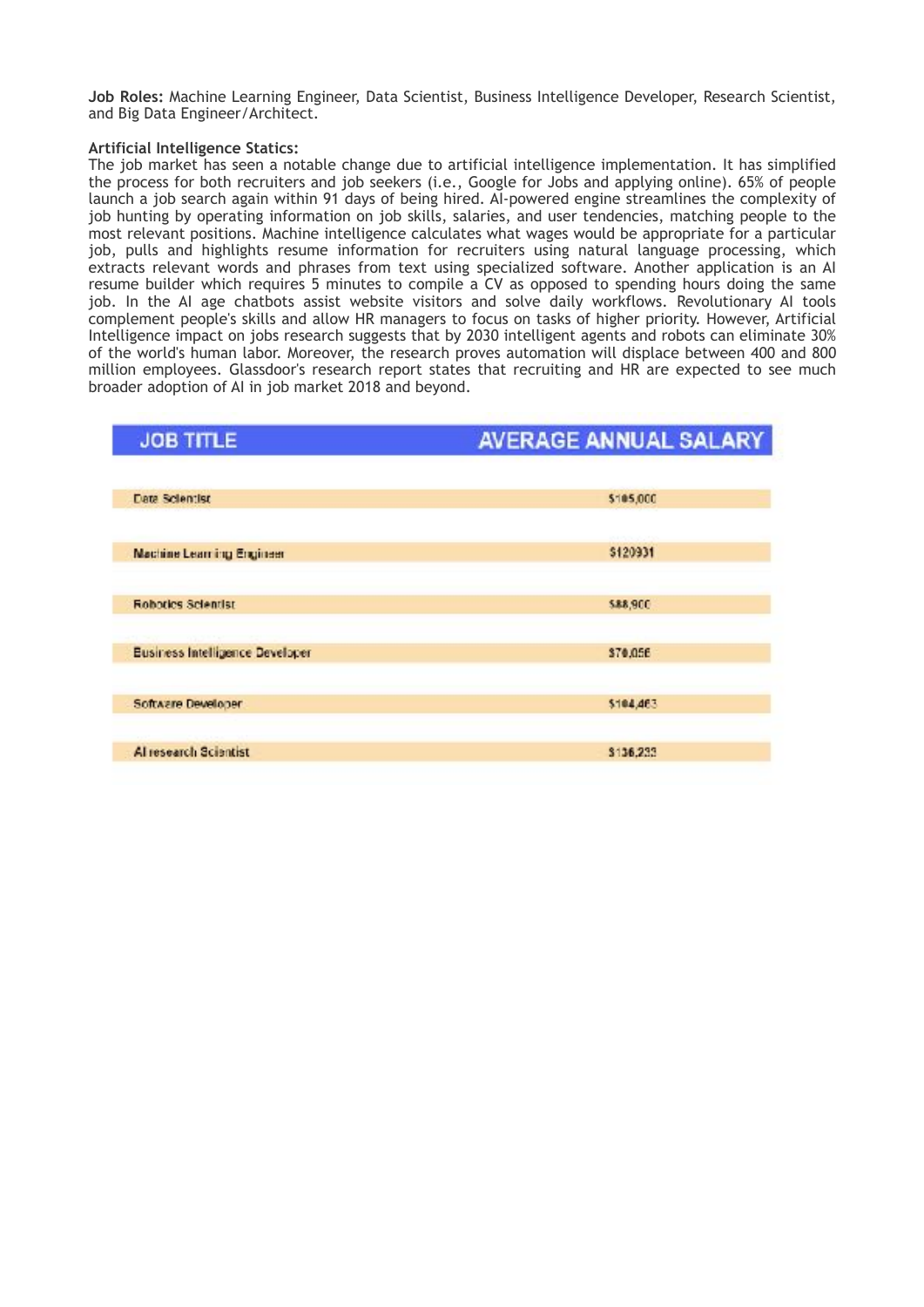**Job Roles:** Machine Learning Engineer, Data Scientist, Business Intelligence Developer, Research Scientist, and Big Data Engineer/Architect.

**Artificial Intelligence Statics:**

The job market has seen a notable change due to artificial intelligence implementation. It has simplified the process for both recruiters and job seekers (i.e., Google for Jobs and applying online). 65% of people launch a job search again within 91 days of being hired. AI-powered engine streamlines the complexity of job hunting by operating information on job skills, salaries, and user tendencies, matching people to the most relevant positions. Machine intelligence calculates what wages would be appropriate for a particular job, pulls and highlights resume information for recruiters using natural language processing, which extracts relevant words and phrases from text using specialized software. Another application is an AI resume builder which requires 5 minutes to compile a CV as opposed to spending hours doing the same job. In the AI age chatbots assist website visitors and solve daily workflows. Revolutionary AI tools complement people's skills and allow HR managers to focus on tasks of higher priority. However, Artificial Intelligence impact on jobs research suggests that by 2030 intelligent agents and robots can eliminate 30% of the world's human labor. Moreover, the research proves automation will displace between 400 and 800 million employees. Glassdoor's research report states that recruiting and HR are expected to see much broader adoption of AI in job market 2018 and beyond.

| JOB TITLE | AVERAGE ANNUAL SALARY |
| --- | --- |
| Data Scientist | $105,000 |
| Machine Learning Engineer | $120931 |
| Robotics Scientist | $88,900 |
| Business Intelligence Developer | $70,056 |
| Software Developer | $104,463 |
| AI research Scientist | $136,233 |